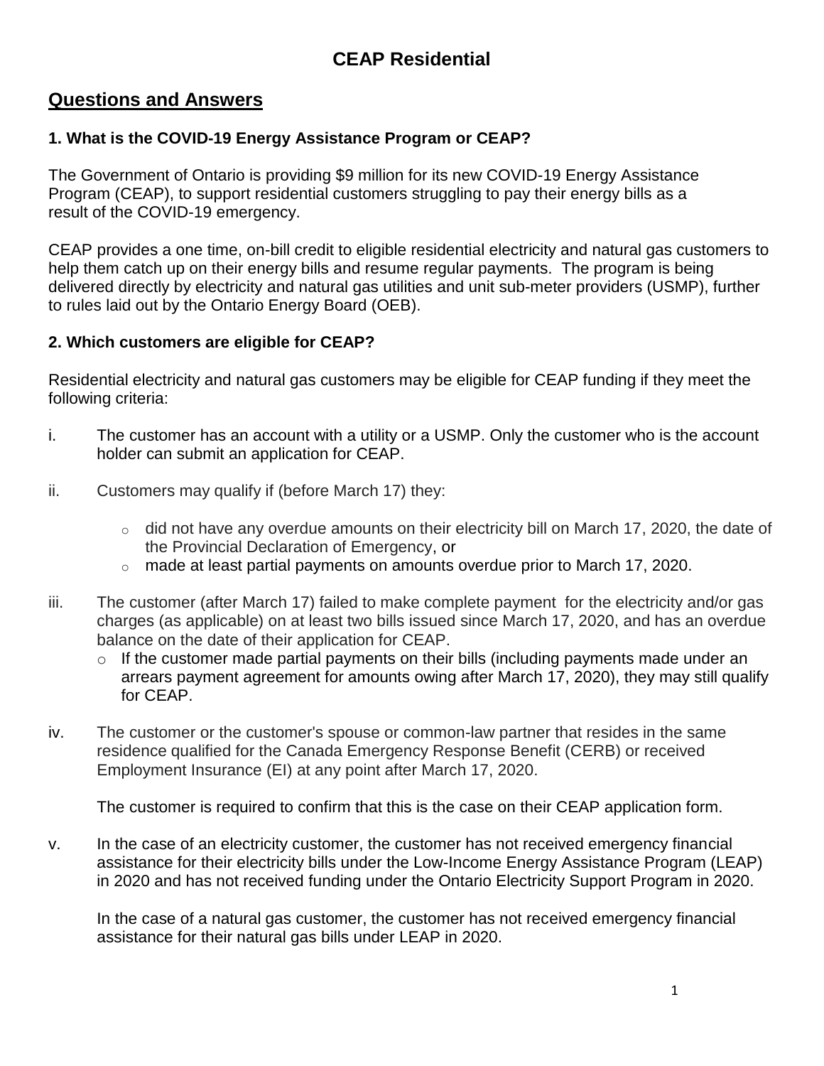# CEAP Residential

## Questions and Answers

### 1. What is the COVID-19 Energy Assistance Program or CEAP?

The Government of Ontario is providing $9 million for its new COVID-19 Energy Assistance Program (CEAP), to support residential customers struggling to pay their energy bills as a result of the COVID-19 emergency.

CEAP provides a one time, on-bill credit to eligible residential electricity and natural gas customers to help them catch up on their energy bills and resume regular payments. The program is being delivered directly by electricity and natural gas utilities and unit sub-meter providers (USMP), further to rules laid out by the Ontario Energy Board (OEB).

### 2. Which customers are eligible for CEAP?

Residential electricity and natural gas customers may be eligible for CEAP funding if they meet the following criteria:

i. The customer has an account with a utility or a USMP. Only the customer who is the account holder can submit an application for CEAP.

ii. Customers may qualify if (before March 17) they:

   - did not have any overdue amounts on their electricity bill on March 17, 2020, the date of the Provincial Declaration of Emergency, or
   - made at least partial payments on amounts overdue prior to March 17, 2020.

iii. The customer (after March 17) failed to make complete payment for the electricity and/or gas charges (as applicable) on at least two bills issued since March 17, 2020, and has an overdue balance on the date of their application for CEAP.

   - If the customer made partial payments on their bills (including payments made under an arrears payment agreement for amounts owing after March 17, 2020), they may still qualify for CEAP.

iv. The customer or the customer's spouse or common-law partner that resides in the same residence qualified for the Canada Emergency Response Benefit (CERB) or received Employment Insurance (EI) at any point after March 17, 2020.

   The customer is required to confirm that this is the case on their CEAP application form.

v. In the case of an electricity customer, the customer has not received emergency financial assistance for their electricity bills under the Low-Income Energy Assistance Program (LEAP) in 2020 and has not received funding under the Ontario Electricity Support Program in 2020.

   In the case of a natural gas customer, the customer has not received emergency financial assistance for their natural gas bills under LEAP in 2020.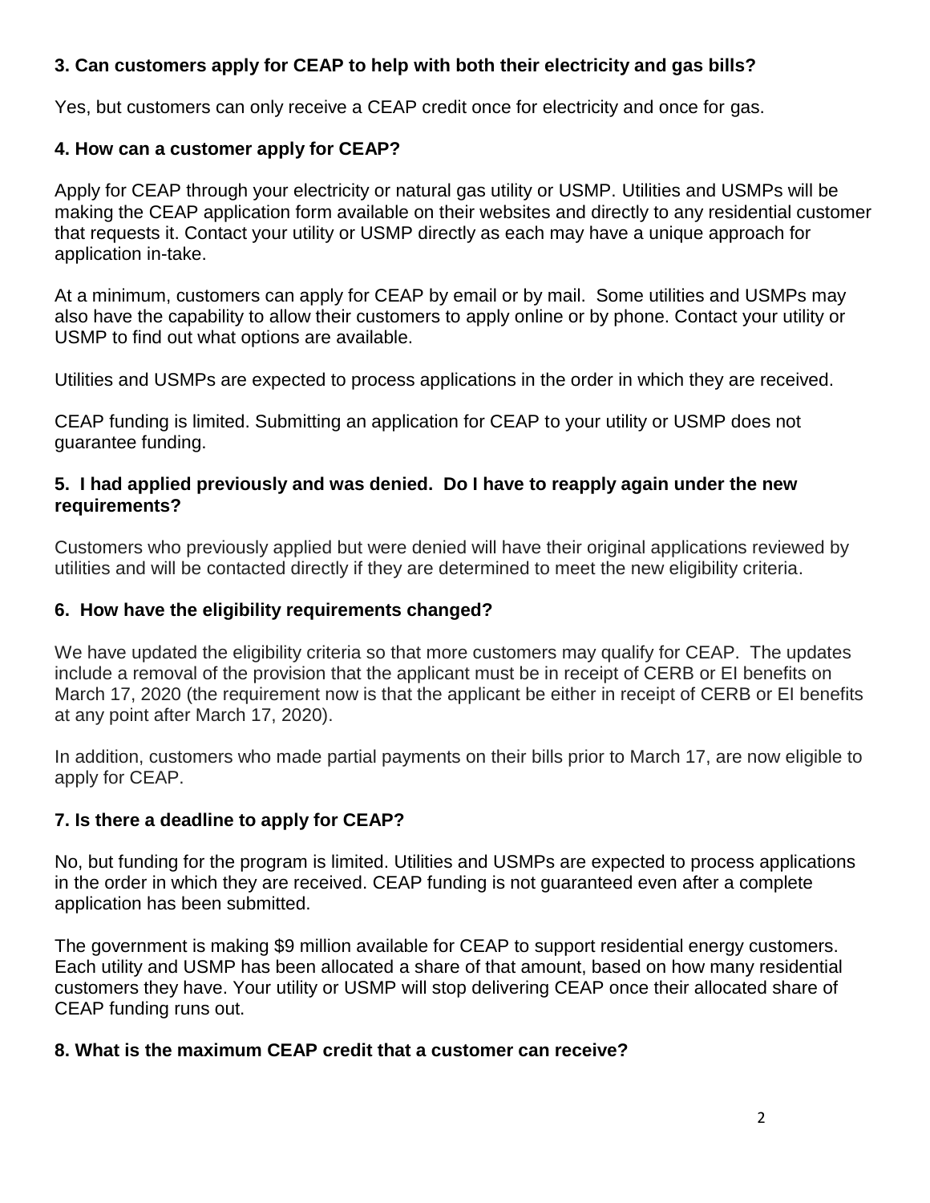### 3. Can customers apply for CEAP to help with both their electricity and gas bills?

Yes, but customers can only receive a CEAP credit once for electricity and once for gas.

### 4. How can a customer apply for CEAP?

Apply for CEAP through your electricity or natural gas utility or USMP. Utilities and USMPs will be making the CEAP application form available on their websites and directly to any residential customer that requests it. Contact your utility or USMP directly as each may have a unique approach for application in-take.

At a minimum, customers can apply for CEAP by email or by mail. Some utilities and USMPs may also have the capability to allow their customers to apply online or by phone. Contact your utility or USMP to find out what options are available.

Utilities and USMPs are expected to process applications in the order in which they are received.

CEAP funding is limited. Submitting an application for CEAP to your utility or USMP does not guarantee funding.

### 5. I had applied previously and was denied. Do I have to reapply again under the new requirements?

Customers who previously applied but were denied will have their original applications reviewed by utilities and will be contacted directly if they are determined to meet the new eligibility criteria.

### 6. How have the eligibility requirements changed?

We have updated the eligibility criteria so that more customers may qualify for CEAP. The updates include a removal of the provision that the applicant must be in receipt of CERB or EI benefits on March 17, 2020 (the requirement now is that the applicant be either in receipt of CERB or EI benefits at any point after March 17, 2020).

In addition, customers who made partial payments on their bills prior to March 17, are now eligible to apply for CEAP.

### 7. Is there a deadline to apply for CEAP?

No, but funding for the program is limited. Utilities and USMPs are expected to process applications in the order in which they are received. CEAP funding is not guaranteed even after a complete application has been submitted.

The government is making $9 million available for CEAP to support residential energy customers. Each utility and USMP has been allocated a share of that amount, based on how many residential customers they have. Your utility or USMP will stop delivering CEAP once their allocated share of CEAP funding runs out.

### 8. What is the maximum CEAP credit that a customer can receive?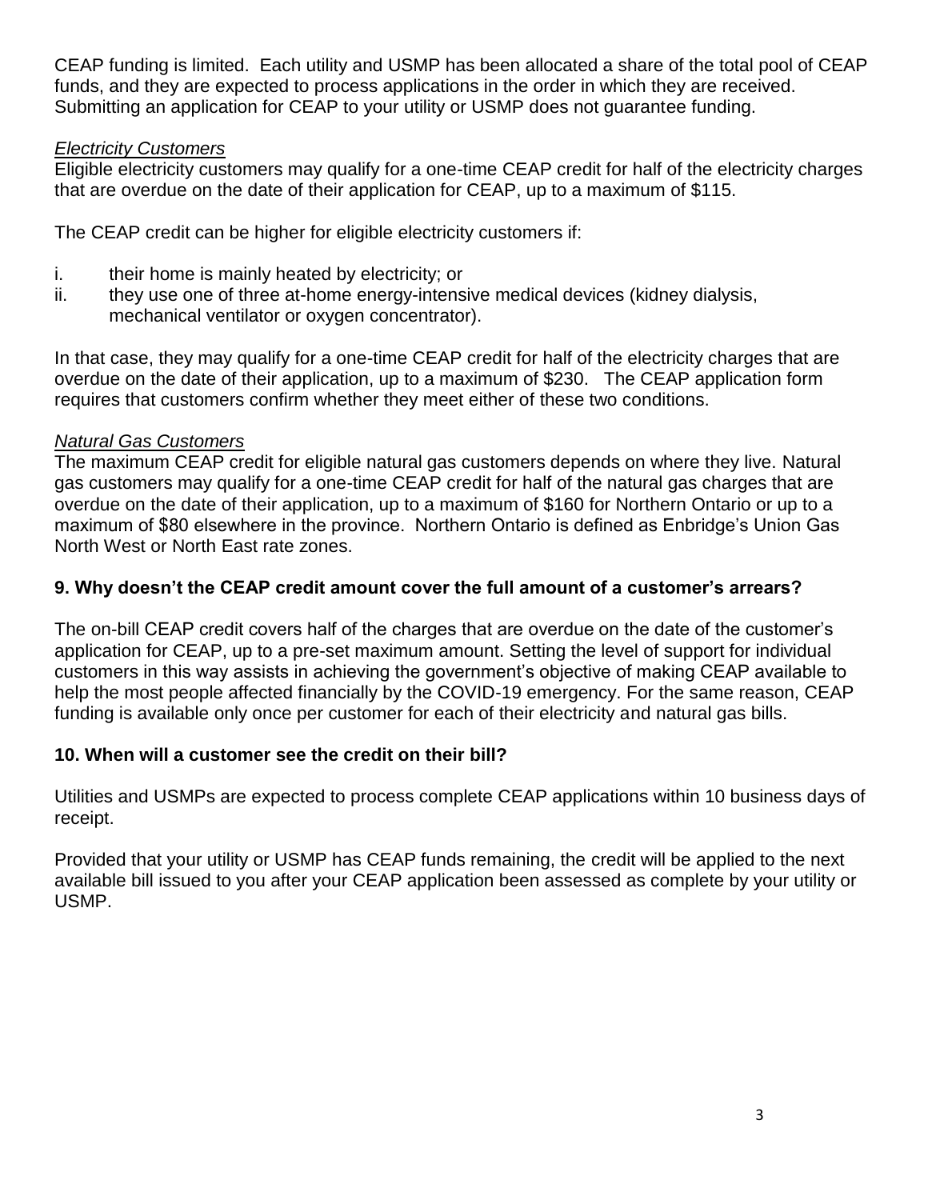CEAP funding is limited. Each utility and USMP has been allocated a share of the total pool of CEAP funds, and they are expected to process applications in the order in which they are received. Submitting an application for CEAP to your utility or USMP does not guarantee funding.

*Electricity Customers*

Eligible electricity customers may qualify for a one-time CEAP credit for half of the electricity charges that are overdue on the date of their application for CEAP, up to a maximum of $115.

The CEAP credit can be higher for eligible electricity customers if:

i. their home is mainly heated by electricity; or
ii. they use one of three at-home energy-intensive medical devices (kidney dialysis, mechanical ventilator or oxygen concentrator).

In that case, they may qualify for a one-time CEAP credit for half of the electricity charges that are overdue on the date of their application, up to a maximum of $230. The CEAP application form requires that customers confirm whether they meet either of these two conditions.

*Natural Gas Customers*

The maximum CEAP credit for eligible natural gas customers depends on where they live. Natural gas customers may qualify for a one-time CEAP credit for half of the natural gas charges that are overdue on the date of their application, up to a maximum of $160 for Northern Ontario or up to a maximum of $80 elsewhere in the province. Northern Ontario is defined as Enbridge's Union Gas North West or North East rate zones.

### 9. Why doesn't the CEAP credit amount cover the full amount of a customer's arrears?

The on-bill CEAP credit covers half of the charges that are overdue on the date of the customer's application for CEAP, up to a pre-set maximum amount. Setting the level of support for individual customers in this way assists in achieving the government's objective of making CEAP available to help the most people affected financially by the COVID-19 emergency. For the same reason, CEAP funding is available only once per customer for each of their electricity and natural gas bills.

### 10. When will a customer see the credit on their bill?

Utilities and USMPs are expected to process complete CEAP applications within 10 business days of receipt.

Provided that your utility or USMP has CEAP funds remaining, the credit will be applied to the next available bill issued to you after your CEAP application been assessed as complete by your utility or USMP.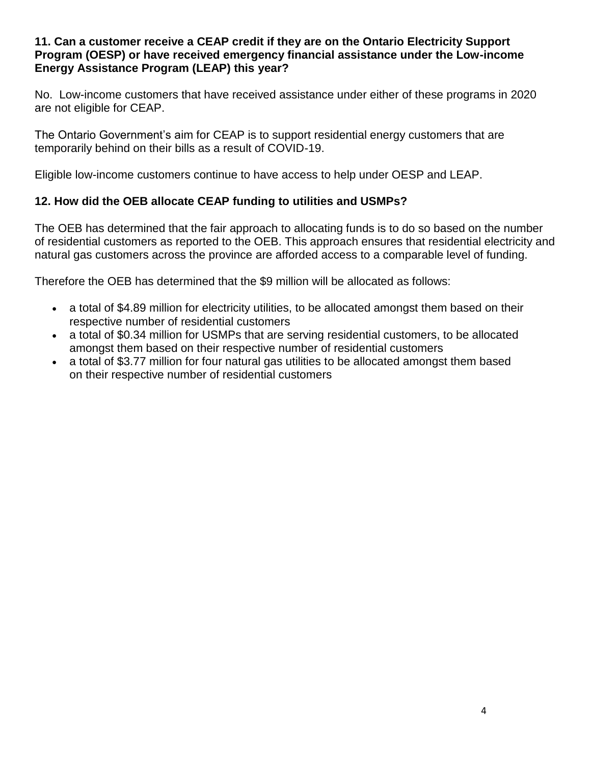**11. Can a customer receive a CEAP credit if they are on the Ontario Electricity Support Program (OESP) or have received emergency financial assistance under the Low-income Energy Assistance Program (LEAP) this year?**

No. Low-income customers that have received assistance under either of these programs in 2020 are not eligible for CEAP.

The Ontario Government's aim for CEAP is to support residential energy customers that are temporarily behind on their bills as a result of COVID-19.

Eligible low-income customers continue to have access to help under OESP and LEAP.

**12. How did the OEB allocate CEAP funding to utilities and USMPs?**

The OEB has determined that the fair approach to allocating funds is to do so based on the number of residential customers as reported to the OEB. This approach ensures that residential electricity and natural gas customers across the province are afforded access to a comparable level of funding.

Therefore the OEB has determined that the $9 million will be allocated as follows:

- a total of $4.89 million for electricity utilities, to be allocated amongst them based on their respective number of residential customers
- a total of $0.34 million for USMPs that are serving residential customers, to be allocated amongst them based on their respective number of residential customers
- a total of $3.77 million for four natural gas utilities to be allocated amongst them based on their respective number of residential customers